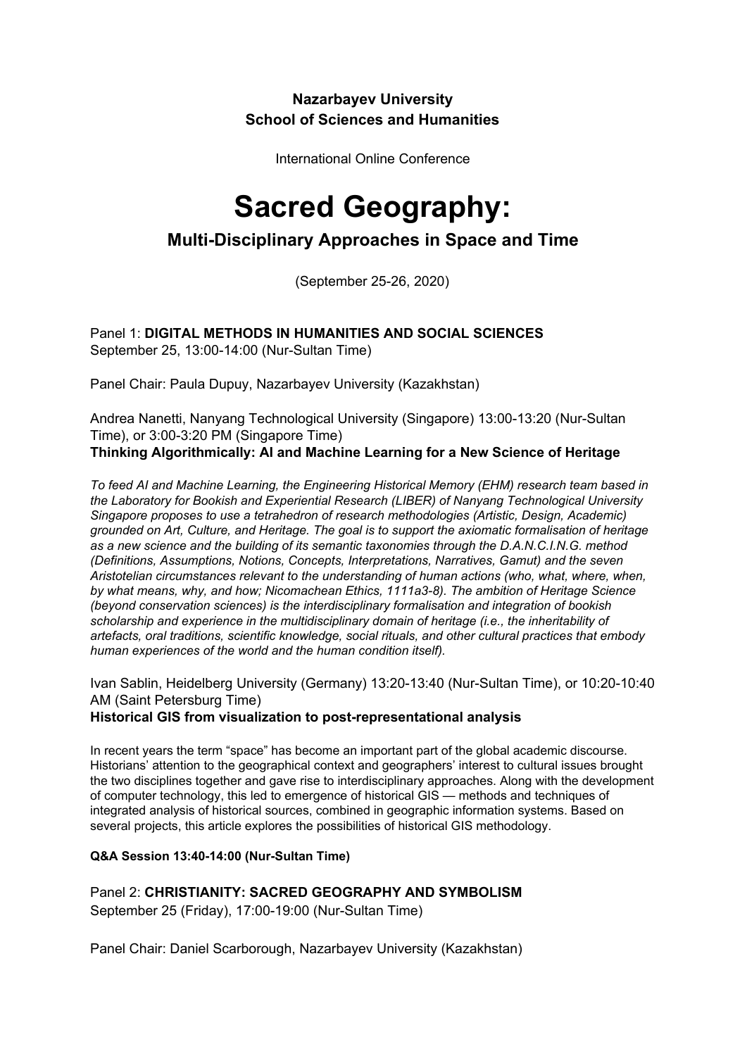**Nazarbayev University**
**School of Sciences and Humanities**

International Online Conference

# Sacred Geography:

## Multi-Disciplinary Approaches in Space and Time

(September 25-26, 2020)

Panel 1: **DIGITAL METHODS IN HUMANITIES AND SOCIAL SCIENCES**
September 25, 13:00-14:00 (Nur-Sultan Time)

Panel Chair: Paula Dupuy, Nazarbayev University (Kazakhstan)

Andrea Nanetti, Nanyang Technological University (Singapore) 13:00-13:20 (Nur-Sultan Time), or 3:00-3:20 PM (Singapore Time)
**Thinking Algorithmically: AI and Machine Learning for a New Science of Heritage**

*To feed AI and Machine Learning, the Engineering Historical Memory (EHM) research team based in the Laboratory for Bookish and Experiential Research (LIBER) of Nanyang Technological University Singapore proposes to use a tetrahedron of research methodologies (Artistic, Design, Academic) grounded on Art, Culture, and Heritage. The goal is to support the axiomatic formalisation of heritage as a new science and the building of its semantic taxonomies through the D.A.N.C.I.N.G. method (Definitions, Assumptions, Notions, Concepts, Interpretations, Narratives, Gamut) and the seven Aristotelian circumstances relevant to the understanding of human actions (who, what, where, when, by what means, why, and how; Nicomachean Ethics, 1111a3-8). The ambition of Heritage Science (beyond conservation sciences) is the interdisciplinary formalisation and integration of bookish scholarship and experience in the multidisciplinary domain of heritage (i.e., the inheritability of artefacts, oral traditions, scientific knowledge, social rituals, and other cultural practices that embody human experiences of the world and the human condition itself).*

Ivan Sablin, Heidelberg University (Germany) 13:20-13:40 (Nur-Sultan Time), or 10:20-10:40 AM (Saint Petersburg Time)
**Historical GIS from visualization to post-representational analysis**

In recent years the term “space” has become an important part of the global academic discourse. Historians’ attention to the geographical context and geographers’ interest to cultural issues brought the two disciplines together and gave rise to interdisciplinary approaches. Along with the development of computer technology, this led to emergence of historical GIS — methods and techniques of integrated analysis of historical sources, combined in geographic information systems. Based on several projects, this article explores the possibilities of historical GIS methodology.

**Q&A Session 13:40-14:00 (Nur-Sultan Time)**

Panel 2: **CHRISTIANITY: SACRED GEOGRAPHY AND SYMBOLISM**
September 25 (Friday), 17:00-19:00 (Nur-Sultan Time)

Panel Chair: Daniel Scarborough, Nazarbayev University (Kazakhstan)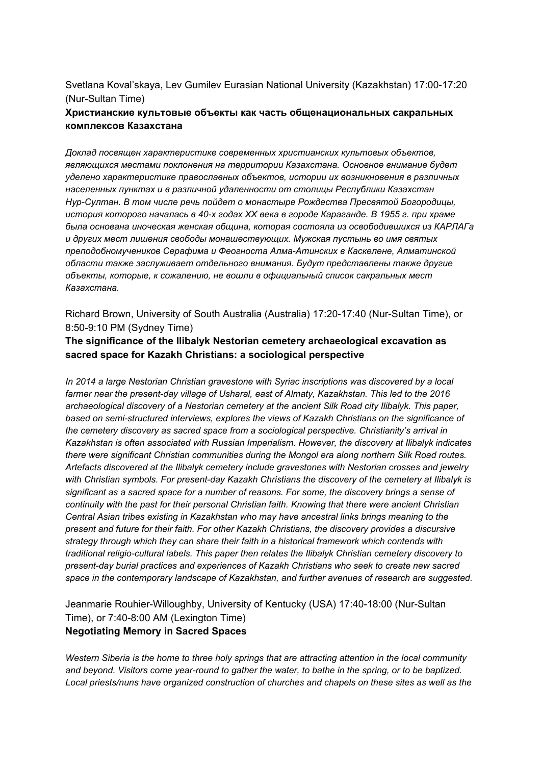Svetlana Koval'skaya, Lev Gumilev Eurasian National University (Kazakhstan) 17:00-17:20 (Nur-Sultan Time)

**Христианские культовые объекты как часть общенациональных сакральных комплексов Казахстана**

*Доклад посвящен характеристике современных христианских культовых объектов, являющихся местами поклонения на территории Казахстана. Основное внимание будет уделено характеристике православных объектов, истории их возникновения в различных населенных пунктах и в различной удаленности от столицы Республики Казахстан Нур-Султан. В том числе речь пойдет о монастыре Рождества Пресвятой Богородицы, история которого началась в 40-х годах XX века в городе Караганде. В 1955 г. при храме была основана иноческая женская община, которая состояла из освободившихся из КАРЛАГа и других мест лишения свободы монашествующих. Мужская пустынь во имя святых преподобномучеников Серафима и Феогноста Алма-Атинских в Каскелене, Алматинской области также заслуживает отдельного внимания. Будут представлены также другие объекты, которые, к сожалению, не вошли в официальный список сакральных мест Казахстана.*

Richard Brown, University of South Australia (Australia) 17:20-17:40 (Nur-Sultan Time), or 8:50-9:10 PM (Sydney Time)

**The significance of the Ilibalyk Nestorian cemetery archaeological excavation as sacred space for Kazakh Christians: a sociological perspective**

*In 2014 a large Nestorian Christian gravestone with Syriac inscriptions was discovered by a local farmer near the present-day village of Usharal, east of Almaty, Kazakhstan. This led to the 2016 archaeological discovery of a Nestorian cemetery at the ancient Silk Road city Ilibalyk. This paper, based on semi-structured interviews, explores the views of Kazakh Christians on the significance of the cemetery discovery as sacred space from a sociological perspective. Christianity's arrival in Kazakhstan is often associated with Russian Imperialism. However, the discovery at Ilibalyk indicates there were significant Christian communities during the Mongol era along northern Silk Road routes. Artefacts discovered at the Ilibalyk cemetery include gravestones with Nestorian crosses and jewelry with Christian symbols. For present-day Kazakh Christians the discovery of the cemetery at Ilibalyk is significant as a sacred space for a number of reasons. For some, the discovery brings a sense of continuity with the past for their personal Christian faith. Knowing that there were ancient Christian Central Asian tribes existing in Kazakhstan who may have ancestral links brings meaning to the present and future for their faith. For other Kazakh Christians, the discovery provides a discursive strategy through which they can share their faith in a historical framework which contends with traditional religio-cultural labels. This paper then relates the Ilibalyk Christian cemetery discovery to present-day burial practices and experiences of Kazakh Christians who seek to create new sacred space in the contemporary landscape of Kazakhstan, and further avenues of research are suggested.*

Jeanmarie Rouhier-Willoughby, University of Kentucky (USA) 17:40-18:00 (Nur-Sultan Time), or 7:40-8:00 AM (Lexington Time)

**Negotiating Memory in Sacred Spaces**

*Western Siberia is the home to three holy springs that are attracting attention in the local community and beyond. Visitors come year-round to gather the water, to bathe in the spring, or to be baptized. Local priests/nuns have organized construction of churches and chapels on these sites as well as the*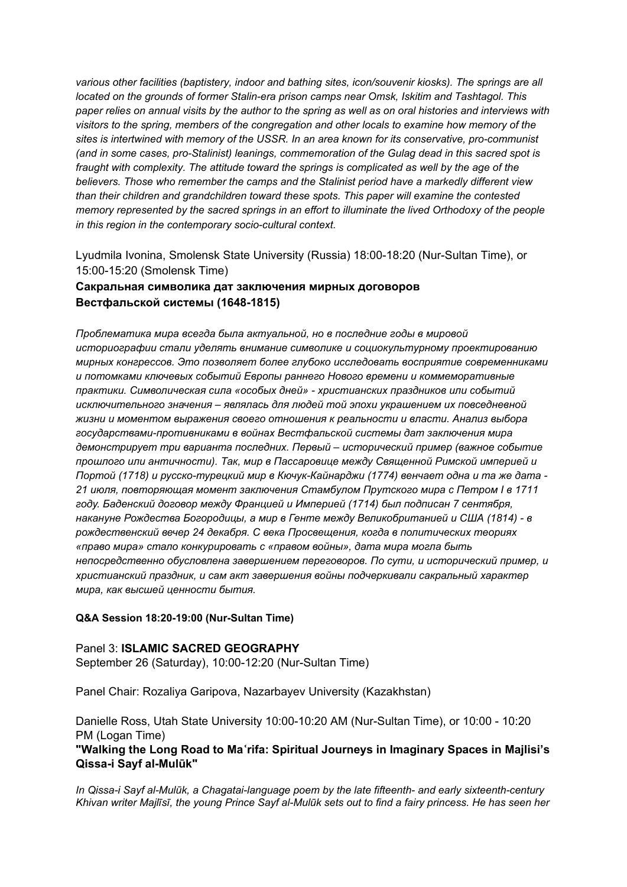*various other facilities (baptistery, indoor and bathing sites, icon/souvenir kiosks). The springs are all located on the grounds of former Stalin-era prison camps near Omsk, Iskitim and Tashtagol. This paper relies on annual visits by the author to the spring as well as on oral histories and interviews with visitors to the spring, members of the congregation and other locals to examine how memory of the sites is intertwined with memory of the USSR. In an area known for its conservative, pro-communist (and in some cases, pro-Stalinist) leanings, commemoration of the Gulag dead in this sacred spot is fraught with complexity. The attitude toward the springs is complicated as well by the age of the believers. Those who remember the camps and the Stalinist period have a markedly different view than their children and grandchildren toward these spots. This paper will examine the contested memory represented by the sacred springs in an effort to illuminate the lived Orthodoxy of the people in this region in the contemporary socio-cultural context.*

Lyudmila Ivonina, Smolensk State University (Russia) 18:00-18:20 (Nur-Sultan Time), or 15:00-15:20 (Smolensk Time)

**Сакральная символика дат заключения мирных договоров Вестфальской системы (1648-1815)**

*Проблематика мира всегда была актуальной, но в последние годы в мировой историографии стали уделять внимание символике и социокультурному проектированию мирных конгрессов. Это позволяет более глубоко исследовать восприятие современниками и потомками ключевых событий Европы раннего Нового времени и коммеморативные практики. Символическая сила «особых дней» - христианских праздников или событий исключительного значения – являлась для людей той эпохи украшением их повседневной жизни и моментом выражения своего отношения к реальности и власти. Анализ выбора государствами-противниками в войнах Вестфальской системы дат заключения мира демонстрирует три варианта последних. Первый – исторический пример (важное событие прошлого или античности). Так, мир в Пассаровице между Священной Римской империей и Портой (1718) и русско-турецкий мир в Кючук-Кайнарджи (1774) венчает одна и та же дата - 21 июля, повторяющая момент заключения Стамбулом Прутского мира с Петром I в 1711 году. Баденский договор между Францией и Империей (1714) был подписан 7 сентября, накануне Рождества Богородицы, а мир в Генте между Великобританией и США (1814) - в рождественский вечер 24 декабря. С века Просвещения, когда в политических теориях «право мира» стало конкурировать с «правом войны», дата мира могла быть непосредственно обусловлена завершением переговоров. По сути, и исторический пример, и христианский праздник, и сам акт завершения войны подчеркивали сакральный характер мира, как высшей ценности бытия.*

**Q&A Session 18:20-19:00 (Nur-Sultan Time)**

Panel 3: **ISLAMIC SACRED GEOGRAPHY**
September 26 (Saturday), 10:00-12:20 (Nur-Sultan Time)

Panel Chair: Rozaliya Garipova, Nazarbayev University (Kazakhstan)

Danielle Ross, Utah State University 10:00-10:20 AM (Nur-Sultan Time), or 10:00 - 10:20 PM (Logan Time)

**"Walking the Long Road to Maʿrifa: Spiritual Journeys in Imaginary Spaces in Majlisi's Qissa-i Sayf al-Mulūk"**

*In Qissa-i Sayf al-Mulūk, a Chagatai-language poem by the late fifteenth- and early sixteenth-century Khivan writer Majlīsī, the young Prince Sayf al-Mulūk sets out to find a fairy princess. He has seen her*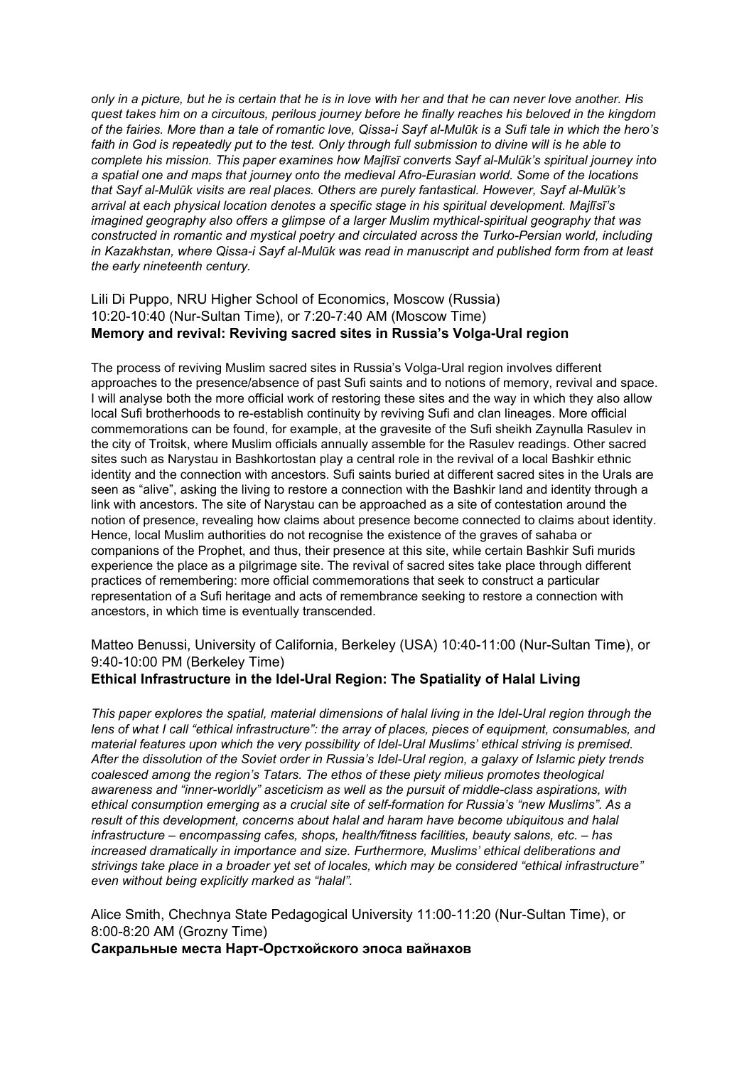*only in a picture, but he is certain that he is in love with her and that he can never love another. His quest takes him on a circuitous, perilous journey before he finally reaches his beloved in the kingdom of the fairies. More than a tale of romantic love, Qissa-i Sayf al-Mulūk is a Sufi tale in which the hero's faith in God is repeatedly put to the test. Only through full submission to divine will is he able to complete his mission. This paper examines how Majlīsī converts Sayf al-Mulūk's spiritual journey into a spatial one and maps that journey onto the medieval Afro-Eurasian world. Some of the locations that Sayf al-Mulūk visits are real places. Others are purely fantastical. However, Sayf al-Mulūk's arrival at each physical location denotes a specific stage in his spiritual development. Majlīsī's imagined geography also offers a glimpse of a larger Muslim mythical-spiritual geography that was constructed in romantic and mystical poetry and circulated across the Turko-Persian world, including in Kazakhstan, where Qissa-i Sayf al-Mulūk was read in manuscript and published form from at least the early nineteenth century.*

Lili Di Puppo, NRU Higher School of Economics, Moscow (Russia)
10:20-10:40 (Nur-Sultan Time), or 7:20-7:40 AM (Moscow Time)
**Memory and revival: Reviving sacred sites in Russia's Volga-Ural region**

The process of reviving Muslim sacred sites in Russia's Volga-Ural region involves different approaches to the presence/absence of past Sufi saints and to notions of memory, revival and space. I will analyse both the more official work of restoring these sites and the way in which they also allow local Sufi brotherhoods to re-establish continuity by reviving Sufi and clan lineages. More official commemorations can be found, for example, at the gravesite of the Sufi sheikh Zaynulla Rasulev in the city of Troitsk, where Muslim officials annually assemble for the Rasulev readings. Other sacred sites such as Narystau in Bashkortostan play a central role in the revival of a local Bashkir ethnic identity and the connection with ancestors. Sufi saints buried at different sacred sites in the Urals are seen as "alive", asking the living to restore a connection with the Bashkir land and identity through a link with ancestors. The site of Narystau can be approached as a site of contestation around the notion of presence, revealing how claims about presence become connected to claims about identity. Hence, local Muslim authorities do not recognise the existence of the graves of sahaba or companions of the Prophet, and thus, their presence at this site, while certain Bashkir Sufi murids experience the place as a pilgrimage site. The revival of sacred sites take place through different practices of remembering: more official commemorations that seek to construct a particular representation of a Sufi heritage and acts of remembrance seeking to restore a connection with ancestors, in which time is eventually transcended.

Matteo Benussi, University of California, Berkeley (USA) 10:40-11:00 (Nur-Sultan Time), or 9:40-10:00 PM (Berkeley Time)
**Ethical Infrastructure in the Idel-Ural Region: The Spatiality of Halal Living**

*This paper explores the spatial, material dimensions of halal living in the Idel-Ural region through the lens of what I call "ethical infrastructure": the array of places, pieces of equipment, consumables, and material features upon which the very possibility of Idel-Ural Muslims' ethical striving is premised. After the dissolution of the Soviet order in Russia's Idel-Ural region, a galaxy of Islamic piety trends coalesced among the region's Tatars. The ethos of these piety milieus promotes theological awareness and "inner-worldly" asceticism as well as the pursuit of middle-class aspirations, with ethical consumption emerging as a crucial site of self-formation for Russia's "new Muslims". As a result of this development, concerns about halal and haram have become ubiquitous and halal infrastructure – encompassing cafes, shops, health/fitness facilities, beauty salons, etc. – has increased dramatically in importance and size. Furthermore, Muslims' ethical deliberations and strivings take place in a broader yet set of locales, which may be considered "ethical infrastructure" even without being explicitly marked as "halal".*

Alice Smith, Chechnya State Pedagogical University 11:00-11:20 (Nur-Sultan Time), or 8:00-8:20 AM (Grozny Time)
**Сакральные места Нарт-Орстхойского эпоса вайнахов**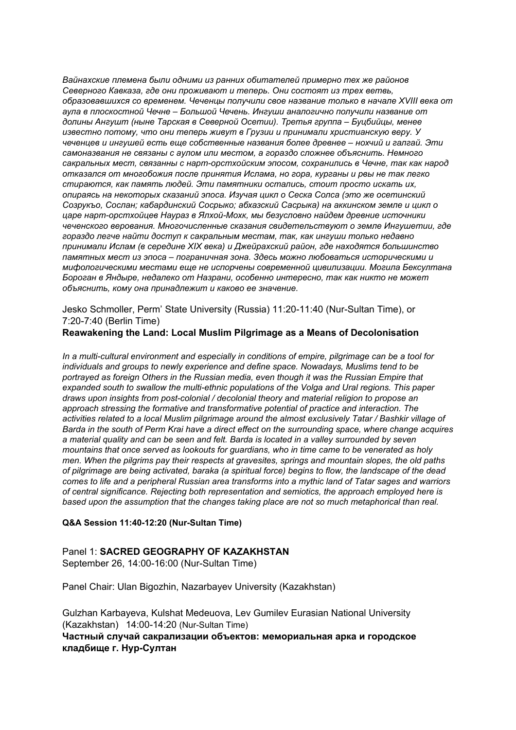*Вайнахские племена были одними из ранних обитателей примерно тех же районов Северного Кавказа, где они проживают и теперь. Они состоят из трех ветвь, образовавшихся со временем. Чеченцы получили свое название только в начале XVIII века от аула в плоскостной Чечне – Большой Чечень. Ингуши аналогично получили название от долины Ангушт (ныне Тарская в Северной Осетии). Третья группа – Буцбийцы, менее известно потому, что они теперь живут в Грузии и принимали христианскую веру. У чеченцев и ингушей есть еще собственные названия более древнее – нохчий и галгай. Эти самоназвания не связаны с аулом или местом, а гораздо сложнее объяснить. Немного сакральных мест, связанны с нарт-орстхойским эпосом, сохранились в Чечне, так как народ отказался от многобожия после принятия Ислама, но гора, курганы и рвы не так легко стираются, как память людей. Эти памятники остались, стоит просто искать их, опираясь на некоторых сказаний эпоса. Изучая цикл о Сеска Солса (это же осетинский Созрукъо, Сослан; кабардинский Сосрыко; абхазский Сасрыка) на аккинском земле и цикл о царе нарт-орстхойцев Наураз в Ялхой-Мохк, мы безусловно найдем древние источники чеченского верования. Многочисленные сказания свидетельствуют о земле Ингушетии, где гораздо легче найти доступ к сакральным местам, так, как ингуши только недавно принимали Ислам (в середине XIX века) и Джейрахский район, где находятся большинство памятных мест из эпоса – пограничная зона. Здесь можно любоваться историческими и мифологическими местами еще не испорчены современной цивилизации. Могила Бексултана Бороган в Яндыре, недалеко от Назрани, особенно интересно, так как никто не может объяснить, кому она принадлежит и каково ее значение.*

Jesko Schmoller, Perm' State University (Russia) 11:20-11:40 (Nur-Sultan Time), or 7:20-7:40 (Berlin Time)

**Reawakening the Land: Local Muslim Pilgrimage as a Means of Decolonisation**

*In a multi-cultural environment and especially in conditions of empire, pilgrimage can be a tool for individuals and groups to newly experience and define space. Nowadays, Muslims tend to be portrayed as foreign Others in the Russian media, even though it was the Russian Empire that expanded south to swallow the multi-ethnic populations of the Volga and Ural regions. This paper draws upon insights from post-colonial / decolonial theory and material religion to propose an approach stressing the formative and transformative potential of practice and interaction. The activities related to a local Muslim pilgrimage around the almost exclusively Tatar / Bashkir village of Barda in the south of Perm Krai have a direct effect on the surrounding space, where change acquires a material quality and can be seen and felt. Barda is located in a valley surrounded by seven mountains that once served as lookouts for guardians, who in time came to be venerated as holy men. When the pilgrims pay their respects at gravesites, springs and mountain slopes, the old paths of pilgrimage are being activated, baraka (a spiritual force) begins to flow, the landscape of the dead comes to life and a peripheral Russian area transforms into a mythic land of Tatar sages and warriors of central significance. Rejecting both representation and semiotics, the approach employed here is based upon the assumption that the changes taking place are not so much metaphorical than real.*

**Q&A Session 11:40-12:20 (Nur-Sultan Time)**

## Panel 1: **SACRED GEOGRAPHY OF KAZAKHSTAN**

September 26, 14:00-16:00 (Nur-Sultan Time)

Panel Chair: Ulan Bigozhin, Nazarbayev University (Kazakhstan)

Gulzhan Karbayeva, Kulshat Medeuova, Lev Gumilev Eurasian National University (Kazakhstan) 14:00-14:20 (Nur-Sultan Time)

**Частный случай сакрализации объектов: мемориальная арка и городское кладбище г. Нур-Султан**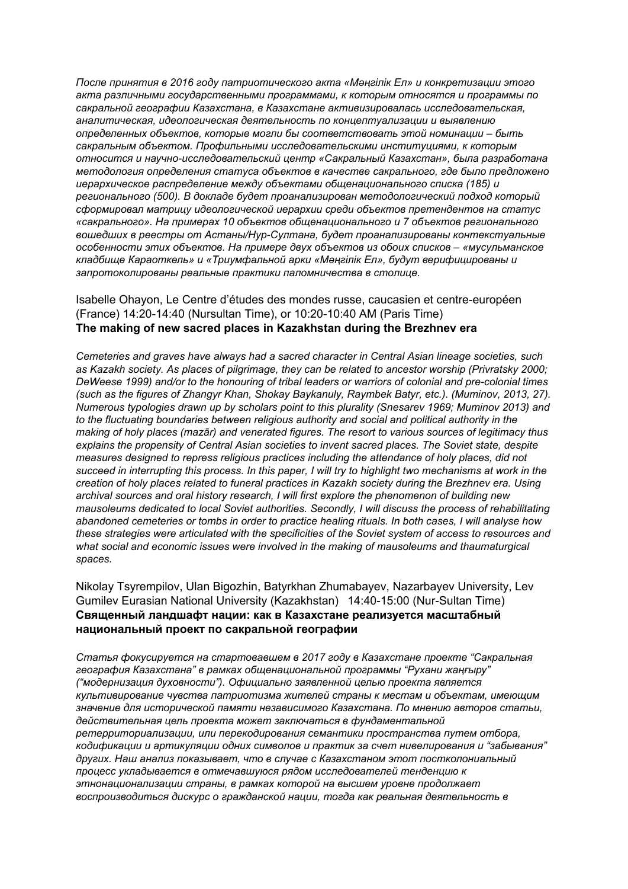*После принятия в 2016 году патриотического акта «Мәңгілік Ел» и конкретизации этого акта различными государственными программами, к которым относятся и программы по сакральной географии Казахстана, в Казахстане активизировалась исследовательская, аналитическая, идеологическая деятельность по концептуализации и выявлению определенных объектов, которые могли бы соответствовать этой номинации – быть сакральным объектом. Профильными исследовательскими институциями, к которым относится и научно-исследовательский центр «Сакральный Казахстан», была разработана методология определения статуса объектов в качестве сакрального, где было предложено иерархическое распределение между объектами общенационального списка (185) и регионального (500). В докладе будет проанализирован методологический подход который сформировал матрицу идеологической иерархии среди объектов претендентов на статус «сакрального». На примерах 10 объектов общенационального и 7 объектов регионального вошедших в реестры от Астаны/Нур-Султана, будет проанализированы контекстуальные особенности этих объектов. На примере двух объектов из обоих списков – «мусульманское кладбище Караоткель» и «Триумфальной арки «Мәңгілік Ел», будут верифицированы и запротоколированы реальные практики паломничества в столице.*

Isabelle Ohayon, Le Centre d'études des mondes russe, caucasien et centre-européen (France) 14:20-14:40 (Nursultan Time), or 10:20-10:40 AM (Paris Time)
**The making of new sacred places in Kazakhstan during the Brezhnev era**

*Cemeteries and graves have always had a sacred character in Central Asian lineage societies, such as Kazakh society. As places of pilgrimage, they can be related to ancestor worship (Privratsky 2000; DeWeese 1999) and/or to the honouring of tribal leaders or warriors of colonial and pre-colonial times (such as the figures of Zhangyr Khan, Shokay Baykanuly, Raymbek Batyr, etc.). (Muminov, 2013, 27). Numerous typologies drawn up by scholars point to this plurality (Snesarev 1969; Muminov 2013) and to the fluctuating boundaries between religious authority and social and political authority in the making of holy places (mazār) and venerated figures. The resort to various sources of legitimacy thus explains the propensity of Central Asian societies to invent sacred places. The Soviet state, despite measures designed to repress religious practices including the attendance of holy places, did not succeed in interrupting this process. In this paper, I will try to highlight two mechanisms at work in the creation of holy places related to funeral practices in Kazakh society during the Brezhnev era. Using archival sources and oral history research, I will first explore the phenomenon of building new mausoleums dedicated to local Soviet authorities. Secondly, I will discuss the process of rehabilitating abandoned cemeteries or tombs in order to practice healing rituals. In both cases, I will analyse how these strategies were articulated with the specificities of the Soviet system of access to resources and what social and economic issues were involved in the making of mausoleums and thaumaturgical spaces.*

Nikolay Tsyrempilov, Ulan Bigozhin, Batyrkhan Zhumabayev, Nazarbayev University, Lev Gumilev Eurasian National University (Kazakhstan) 14:40-15:00 (Nur-Sultan Time)
**Священный ландшафт нации: как в Казахстане реализуется масштабный национальный проект по сакральной географии**

*Статья фокусируется на стартовавшем в 2017 году в Казахстане проекте "Сакральная география Казахстана" в рамках общенациональной программы "Рухани жаңғыру" ("модернизация духовности"). Официально заявленной целью проекта является культивирование чувства патриотизма жителей страны к местам и объектам, имеющим значение для исторической памяти независимого Казахстана. По мнению авторов статьи, действительная цель проекта может заключаться в фундаментальной ретерриториализации, или перекодирования семантики пространства путем отбора, кодификации и артикуляции одних символов и практик за счет нивелирования и "забывания" других. Наш анализ показывает, что в случае с Казахстаном этот постколониальный процесс укладывается в отмечавшуюся рядом исследователей тенденцию к этнонационализации страны, в рамках которой на высшем уровне продолжает воспроизводиться дискурс о гражданской нации, тогда как реальная деятельность в*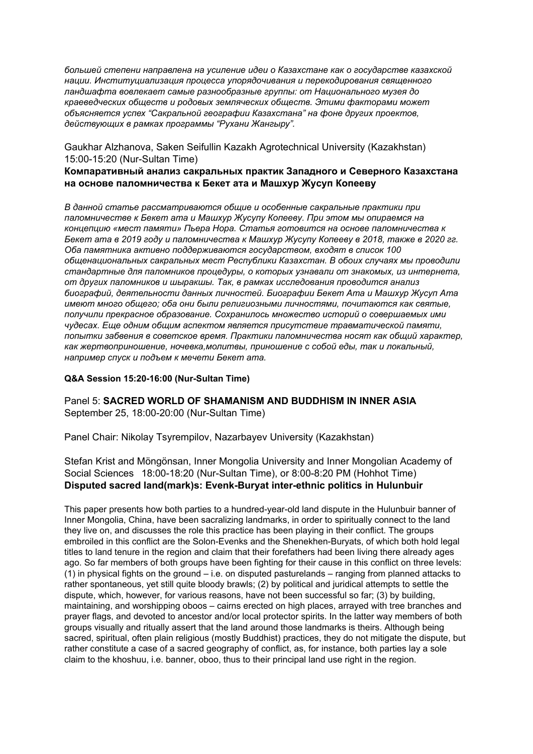*большей степени направлена на усиление идеи о Казахстане как о государстве казахской нации. Институциализация процесса упорядочивания и перекодирования священного ландшафта вовлекает самые разнообразные группы: от Национального музея до краеведческих обществ и родовых земляческих обществ. Этими факторами может объясняется успех "Сакральной географии Казахстана" на фоне других проектов, действующих в рамках программы "Рухани Жангыру".*

Gaukhar Alzhanova, Saken Seifullin Kazakh Agrotechnical University (Kazakhstan)
15:00-15:20 (Nur-Sultan Time)

**Компаративный анализ сакральных практик Западного и Северного Казахстана на основе паломничества к Бекет ата и Машхур Жусуп Копееву**

*В данной статье рассматриваются общие и особенные сакральные практики при паломничестве к Бекет ата и Машхур Жусупу Копееву. При этом мы опираемся на концепцию «мест памяти» Пьера Нора. Статья готовится на основе паломничества к Бекет ата в 2019 году и паломничества к Машхур Жусупу Копееву в 2018, также в 2020 гг. Оба памятника активно поддерживаются государством, входят в список 100 общенациональных сакральных мест Республики Казахстан. В обоих случаях мы проводили стандартные для паломников процедуры, о которых узнавали от знакомых, из интернета, от других паломников и шыракшы. Так, в рамках исследования проводится анализ биографий, деятельности данных личностей. Биографии Бекет Ата и Машхур Жусуп Ата имеют много общего; оба они были религиозными личностями, почитаются как святые, получили прекрасное образование. Сохранилось множество историй о совершаемых ими чудесах. Еще одним общим аспектом является присутствие травматической памяти, попытки забвения в советское время. Практики паломничества носят как общий характер, как жертвоприношение, ночевка,молитвы, приношение с собой еды, так и локальный, например спуск и подъем к мечети Бекет ата.*

**Q&A Session 15:20-16:00 (Nur-Sultan Time)**

Panel 5: **SACRED WORLD OF SHAMANISM AND BUDDHISM IN INNER ASIA**
September 25, 18:00-20:00 (Nur-Sultan Time)

Panel Chair: Nikolay Tsyrempilov, Nazarbayev University (Kazakhstan)

Stefan Krist and Möngönsan, Inner Mongolia University and Inner Mongolian Academy of Social Sciences 18:00-18:20 (Nur-Sultan Time), or 8:00-8:20 PM (Hohhot Time)

**Disputed sacred land(mark)s: Evenk-Buryat inter-ethnic politics in Hulunbuir**

This paper presents how both parties to a hundred-year-old land dispute in the Hulunbuir banner of Inner Mongolia, China, have been sacralizing landmarks, in order to spiritually connect to the land they live on, and discusses the role this practice has been playing in their conflict. The groups embroiled in this conflict are the Solon-Evenks and the Shenekhen-Buryats, of which both hold legal titles to land tenure in the region and claim that their forefathers had been living there already ages ago. So far members of both groups have been fighting for their cause in this conflict on three levels: (1) in physical fights on the ground – i.e. on disputed pasturelands – ranging from planned attacks to rather spontaneous, yet still quite bloody brawls; (2) by political and juridical attempts to settle the dispute, which, however, for various reasons, have not been successful so far; (3) by building, maintaining, and worshipping oboos – cairns erected on high places, arrayed with tree branches and prayer flags, and devoted to ancestor and/or local protector spirits. In the latter way members of both groups visually and ritually assert that the land around those landmarks is theirs. Although being sacred, spiritual, often plain religious (mostly Buddhist) practices, they do not mitigate the dispute, but rather constitute a case of a sacred geography of conflict, as, for instance, both parties lay a sole claim to the khoshuu, i.e. banner, oboo, thus to their principal land use right in the region.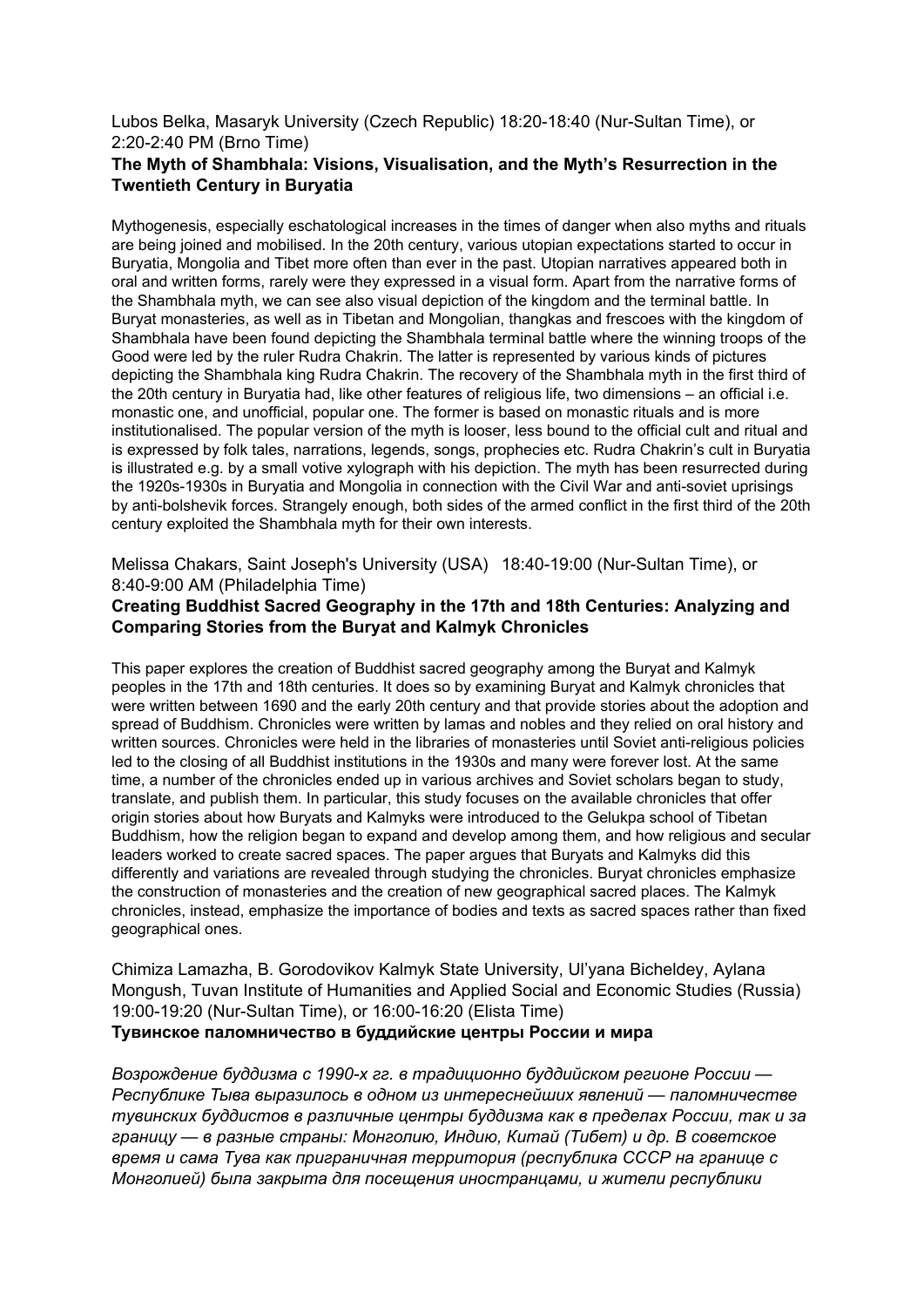Lubos Belka, Masaryk University (Czech Republic) 18:20-18:40 (Nur-Sultan Time), or 2:20-2:40 PM (Brno Time)

**The Myth of Shambhala: Visions, Visualisation, and the Myth's Resurrection in the Twentieth Century in Buryatia**

Mythogenesis, especially eschatological increases in the times of danger when also myths and rituals are being joined and mobilised. In the 20th century, various utopian expectations started to occur in Buryatia, Mongolia and Tibet more often than ever in the past. Utopian narratives appeared both in oral and written forms, rarely were they expressed in a visual form. Apart from the narrative forms of the Shambhala myth, we can see also visual depiction of the kingdom and the terminal battle. In Buryat monasteries, as well as in Tibetan and Mongolian, thangkas and frescoes with the kingdom of Shambhala have been found depicting the Shambhala terminal battle where the winning troops of the Good were led by the ruler Rudra Chakrin. The latter is represented by various kinds of pictures depicting the Shambhala king Rudra Chakrin. The recovery of the Shambhala myth in the first third of the 20th century in Buryatia had, like other features of religious life, two dimensions – an official i.e. monastic one, and unofficial, popular one. The former is based on monastic rituals and is more institutionalised. The popular version of the myth is looser, less bound to the official cult and ritual and is expressed by folk tales, narrations, legends, songs, prophecies etc. Rudra Chakrin's cult in Buryatia is illustrated e.g. by a small votive xylograph with his depiction. The myth has been resurrected during the 1920s-1930s in Buryatia and Mongolia in connection with the Civil War and anti-soviet uprisings by anti-bolshevik forces. Strangely enough, both sides of the armed conflict in the first third of the 20th century exploited the Shambhala myth for their own interests.

Melissa Chakars, Saint Joseph's University (USA) 18:40-19:00 (Nur-Sultan Time), or 8:40-9:00 AM (Philadelphia Time)

**Creating Buddhist Sacred Geography in the 17th and 18th Centuries: Analyzing and Comparing Stories from the Buryat and Kalmyk Chronicles**

This paper explores the creation of Buddhist sacred geography among the Buryat and Kalmyk peoples in the 17th and 18th centuries. It does so by examining Buryat and Kalmyk chronicles that were written between 1690 and the early 20th century and that provide stories about the adoption and spread of Buddhism. Chronicles were written by lamas and nobles and they relied on oral history and written sources. Chronicles were held in the libraries of monasteries until Soviet anti-religious policies led to the closing of all Buddhist institutions in the 1930s and many were forever lost. At the same time, a number of the chronicles ended up in various archives and Soviet scholars began to study, translate, and publish them. In particular, this study focuses on the available chronicles that offer origin stories about how Buryats and Kalmyks were introduced to the Gelukpa school of Tibetan Buddhism, how the religion began to expand and develop among them, and how religious and secular leaders worked to create sacred spaces. The paper argues that Buryats and Kalmyks did this differently and variations are revealed through studying the chronicles. Buryat chronicles emphasize the construction of monasteries and the creation of new geographical sacred places. The Kalmyk chronicles, instead, emphasize the importance of bodies and texts as sacred spaces rather than fixed geographical ones.

Chimiza Lamazha, B. Gorodovikov Kalmyk State University, Ul'yana Bicheldey, Aylana Mongush, Tuvan Institute of Humanities and Applied Social and Economic Studies (Russia) 19:00-19:20 (Nur-Sultan Time), or 16:00-16:20 (Elista Time)

**Тувинское паломничество в буддийские центры России и мира**

*Возрождение буддизма с 1990-х гг. в традиционно буддийском регионе России — Республике Тыва выразилось в одном из интереснейших явлений — паломничестве тувинских буддистов в различные центры буддизма как в пределах России, так и за границу — в разные страны: Монголию, Индию, Китай (Тибет) и др. В советское время и сама Тува как приграничная территория (республика СССР на границе с Монголией) была закрыта для посещения иностранцами, и жители республики*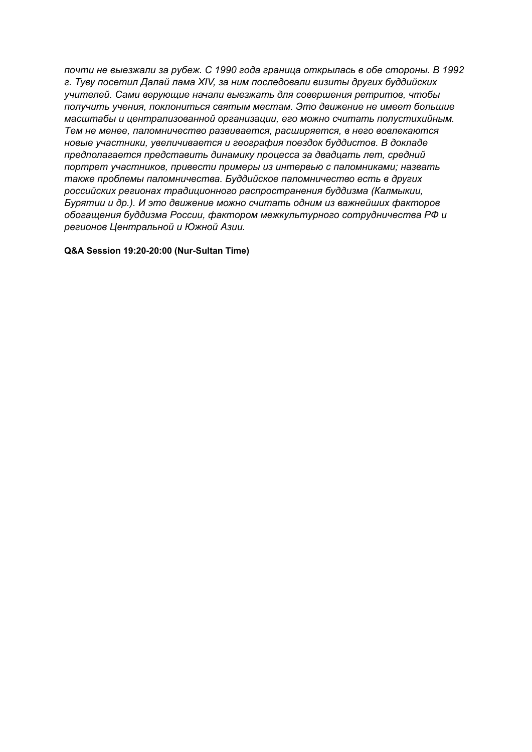*почти не выезжали за рубеж. С 1990 года граница открылась в обе стороны. В 1992 г. Туву посетил Далай лама XIV, за ним последовали визиты других буддийских учителей. Сами верующие начали выезжать для совершения ретритов, чтобы получить учения, поклониться святым местам. Это движение не имеет большие масштабы и централизованной организации, его можно считать полустихийным. Тем не менее, паломничество развивается, расширяется, в него вовлекаются новые участники, увеличивается и география поездок буддистов. В докладе предполагается представить динамику процесса за двадцать лет, средний портрет участников, привести примеры из интервью с паломниками; назвать также проблемы паломничества. Буддийское паломничество есть в других российских регионах традиционного распространения буддизма (Калмыкии, Бурятии и др.). И это движение можно считать одним из важнейших факторов обогащения буддизма России, фактором межкультурного сотрудничества РФ и регионов Центральной и Южной Азии.*

**Q&A Session 19:20-20:00 (Nur-Sultan Time)**